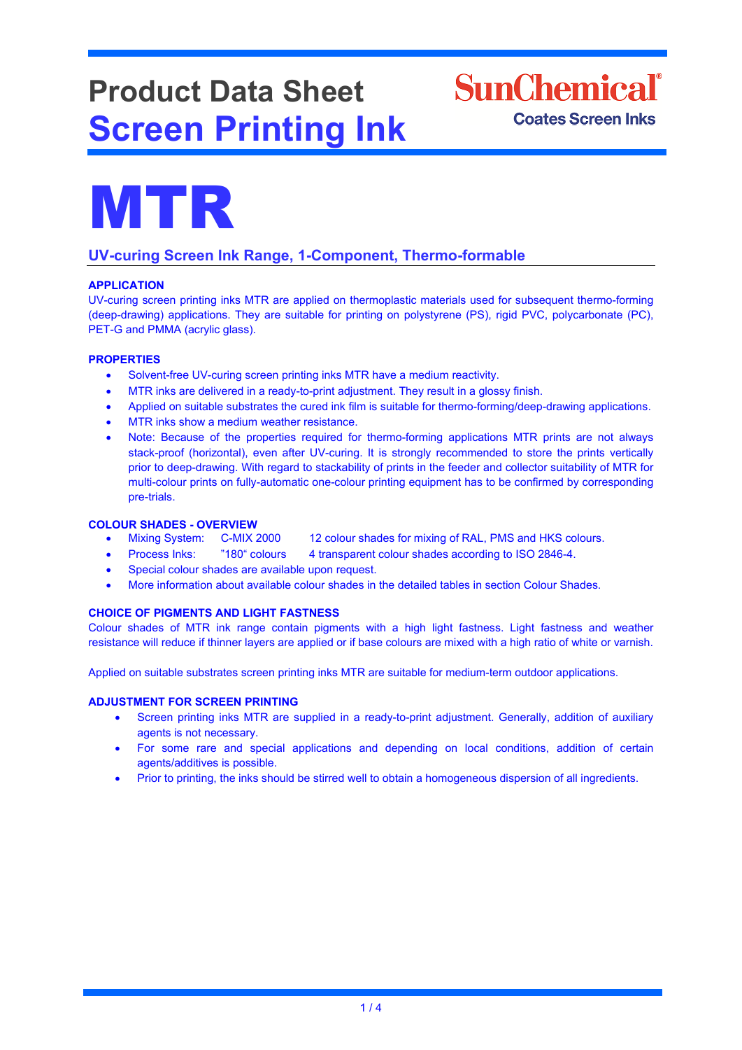# Product Data Sheet
# Screen Printing Ink

SunChemical
Coates Screen Inks

# MTR

## UV-curing Screen Ink Range, 1-Component, Thermo-formable

### APPLICATION

UV-curing screen printing inks MTR are applied on thermoplastic materials used for subsequent thermo-forming (deep-drawing) applications. They are suitable for printing on polystyrene (PS), rigid PVC, polycarbonate (PC), PET-G and PMMA (acrylic glass).

### PROPERTIES

- Solvent-free UV-curing screen printing inks MTR have a medium reactivity.
- MTR inks are delivered in a ready-to-print adjustment. They result in a glossy finish.
- Applied on suitable substrates the cured ink film is suitable for thermo-forming/deep-drawing applications.
- MTR inks show a medium weather resistance.
- Note: Because of the properties required for thermo-forming applications MTR prints are not always stack-proof (horizontal), even after UV-curing. It is strongly recommended to store the prints vertically prior to deep-drawing. With regard to stackability of prints in the feeder and collector suitability of MTR for multi-colour prints on fully-automatic one-colour printing equipment has to be confirmed by corresponding pre-trials.

### COLOUR SHADES - OVERVIEW

- Mixing System: C-MIX 2000 12 colour shades for mixing of RAL, PMS and HKS colours.
- Process Inks: "180" colours 4 transparent colour shades according to ISO 2846-4.
- Special colour shades are available upon request.
- More information about available colour shades in the detailed tables in section Colour Shades.

### CHOICE OF PIGMENTS AND LIGHT FASTNESS

Colour shades of MTR ink range contain pigments with a high light fastness. Light fastness and weather resistance will reduce if thinner layers are applied or if base colours are mixed with a high ratio of white or varnish.

Applied on suitable substrates screen printing inks MTR are suitable for medium-term outdoor applications.

### ADJUSTMENT FOR SCREEN PRINTING

- Screen printing inks MTR are supplied in a ready-to-print adjustment. Generally, addition of auxiliary agents is not necessary.
- For some rare and special applications and depending on local conditions, addition of certain agents/additives is possible.
- Prior to printing, the inks should be stirred well to obtain a homogeneous dispersion of all ingredients.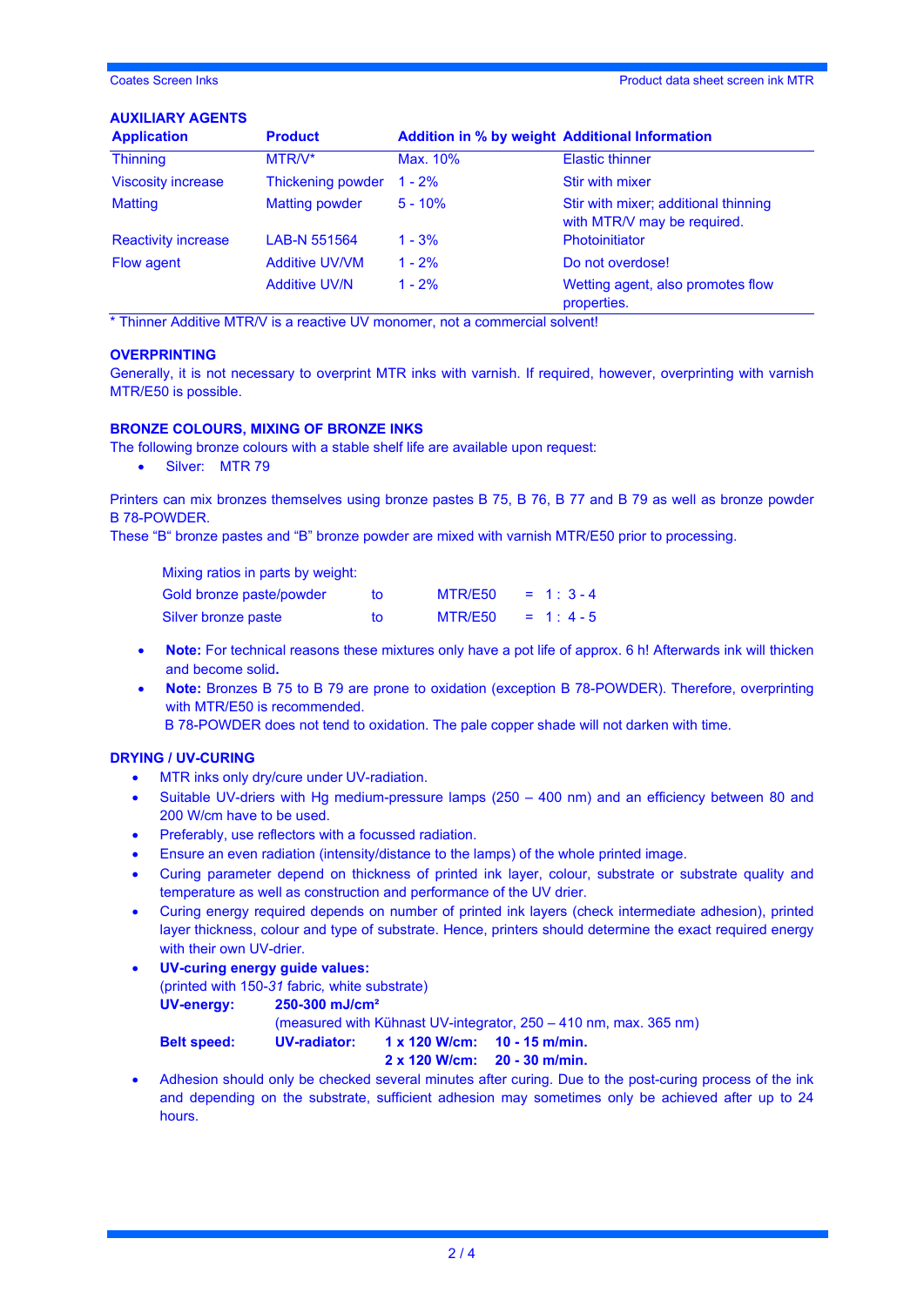## AUXILIARY AGENTS

| Application | Product | Addition in % by weight | Additional Information |
|---|---|---|---|
| Thinning | MTR/V* | Max. 10% | Elastic thinner |
| Viscosity increase | Thickening powder | 1 - 2% | Stir with mixer |
| Matting | Matting powder | 5 - 10% | Stir with mixer; additional thinning with MTR/V may be required. |
| Reactivity increase | LAB-N 551564 | 1 - 3% | Photoinitiator |
| Flow agent | Additive UV/VM | 1 - 2% | Do not overdose! |
| | Additive UV/N | 1 - 2% | Wetting agent, also promotes flow properties. |

* Thinner Additive MTR/V is a reactive UV monomer, not a commercial solvent!

## OVERPRINTING

Generally, it is not necessary to overprint MTR inks with varnish. If required, however, overprinting with varnish MTR/E50 is possible.

## BRONZE COLOURS, MIXING OF BRONZE INKS

The following bronze colours with a stable shelf life are available upon request:

- Silver: MTR 79

Printers can mix bronzes themselves using bronze pastes B 75, B 76, B 77 and B 79 as well as bronze powder B 78-POWDER.
These "B" bronze pastes and "B" bronze powder are mixed with varnish MTR/E50 prior to processing.

Mixing ratios in parts by weight:

| | | | |
|---|---|---|---|
| Gold bronze paste/powder | to | MTR/E50 | = 1 : 3 - 4 |
| Silver bronze paste | to | MTR/E50 | = 1 : 4 - 5 |

- **Note:** For technical reasons these mixtures only have a pot life of approx. 6 h! Afterwards ink will thicken and become solid**.**
- **Note:** Bronzes B 75 to B 79 are prone to oxidation (exception B 78-POWDER). Therefore, overprinting with MTR/E50 is recommended.
  B 78-POWDER does not tend to oxidation. The pale copper shade will not darken with time.

## DRYING / UV-CURING

- MTR inks only dry/cure under UV-radiation.
- Suitable UV-driers with Hg medium-pressure lamps (250 – 400 nm) and an efficiency between 80 and 200 W/cm have to be used.
- Preferably, use reflectors with a focussed radiation.
- Ensure an even radiation (intensity/distance to the lamps) of the whole printed image.
- Curing parameter depend on thickness of printed ink layer, colour, substrate or substrate quality and temperature as well as construction and performance of the UV drier.
- Curing energy required depends on number of printed ink layers (check intermediate adhesion), printed layer thickness, colour and type of substrate. Hence, printers should determine the exact required energy with their own UV-drier.
- **UV-curing energy guide values:**
  (printed with 150-*31* fabric, white substrate)
  **UV-energy:** **250-300 mJ/cm²**
  (measured with Kühnast UV-integrator, 250 – 410 nm, max. 365 nm)
  **Belt speed:** **UV-radiator:** **1 x 120 W/cm:** **10 - 15 m/min.**
  **2 x 120 W/cm:** **20 - 30 m/min.**
- Adhesion should only be checked several minutes after curing. Due to the post-curing process of the ink and depending on the substrate, sufficient adhesion may sometimes only be achieved after up to 24 hours.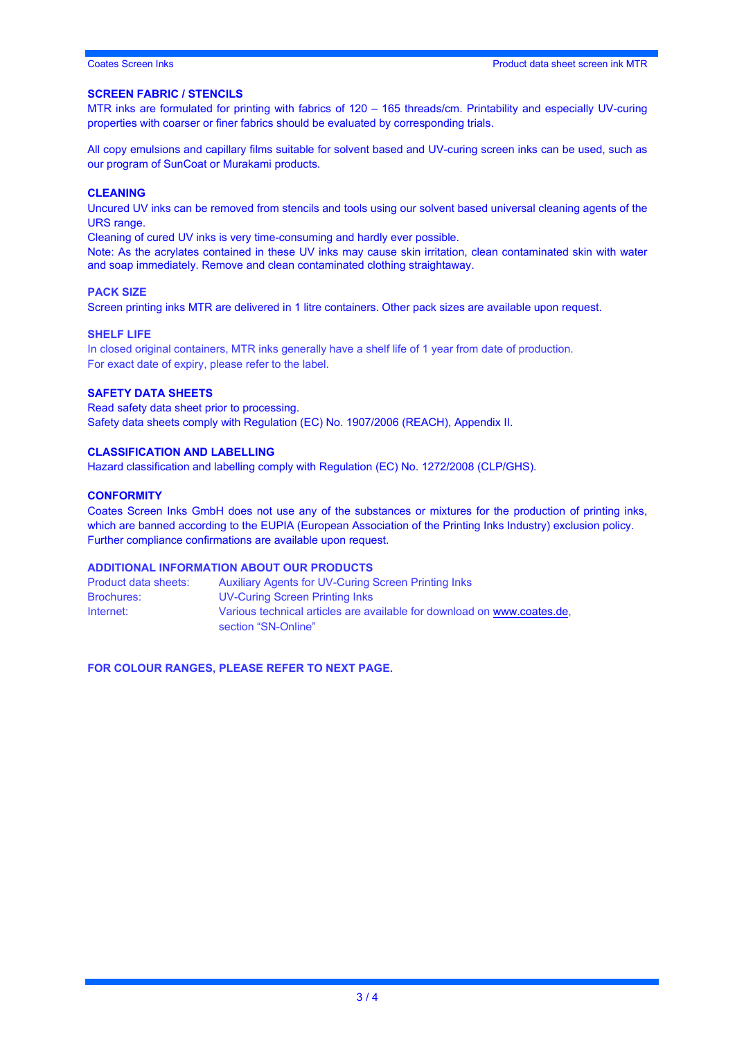## SCREEN FABRIC / STENCILS

MTR inks are formulated for printing with fabrics of 120 – 165 threads/cm. Printability and especially UV-curing properties with coarser or finer fabrics should be evaluated by corresponding trials.

All copy emulsions and capillary films suitable for solvent based and UV-curing screen inks can be used, such as our program of SunCoat or Murakami products.

## CLEANING

Uncured UV inks can be removed from stencils and tools using our solvent based universal cleaning agents of the URS range.
Cleaning of cured UV inks is very time-consuming and hardly ever possible.
Note: As the acrylates contained in these UV inks may cause skin irritation, clean contaminated skin with water and soap immediately. Remove and clean contaminated clothing straightaway.

## PACK SIZE

Screen printing inks MTR are delivered in 1 litre containers. Other pack sizes are available upon request.

## SHELF LIFE

In closed original containers, MTR inks generally have a shelf life of 1 year from date of production.
For exact date of expiry, please refer to the label.

## SAFETY DATA SHEETS

Read safety data sheet prior to processing.
Safety data sheets comply with Regulation (EC) No. 1907/2006 (REACH), Appendix II.

## CLASSIFICATION AND LABELLING

Hazard classification and labelling comply with Regulation (EC) No. 1272/2008 (CLP/GHS).

## CONFORMITY

Coates Screen Inks GmbH does not use any of the substances or mixtures for the production of printing inks, which are banned according to the EUPIA (European Association of the Printing Inks Industry) exclusion policy.
Further compliance confirmations are available upon request.

## ADDITIONAL INFORMATION ABOUT OUR PRODUCTS

| | |
|---|---|
| Product data sheets: | Auxiliary Agents for UV-Curing Screen Printing Inks |
| Brochures: | UV-Curing Screen Printing Inks |
| Internet: | Various technical articles are available for download on www.coates.de, section "SN-Online" |

**FOR COLOUR RANGES, PLEASE REFER TO NEXT PAGE.**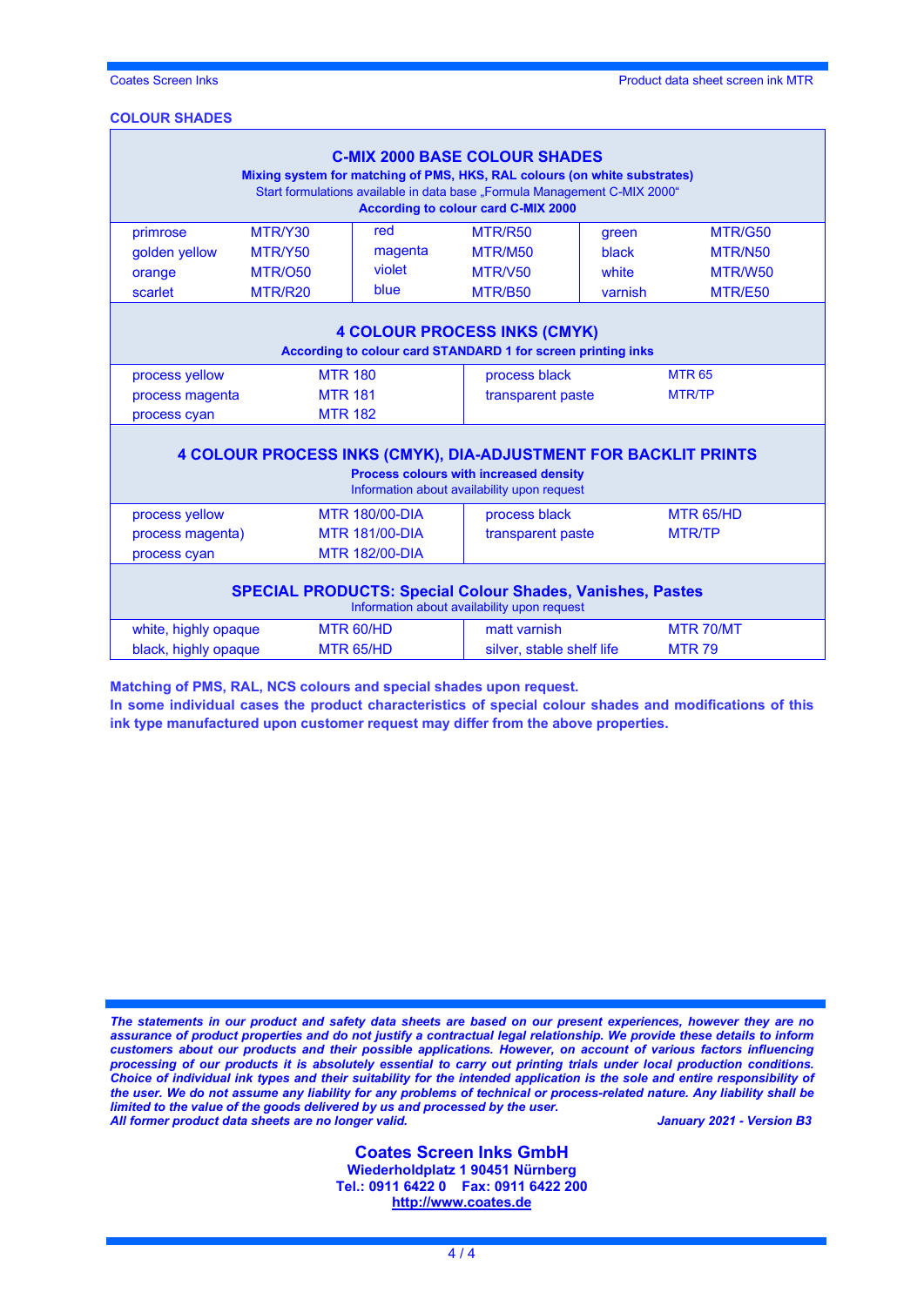## COLOUR SHADES

### C-MIX 2000 BASE COLOUR SHADES

**Mixing system for matching of PMS, HKS, RAL colours (on white substrates)**
Start formulations available in data base „Formula Management C-MIX 2000"
**According to colour card C-MIX 2000**

| | | | | | |
|---|---|---|---|---|---|
| primrose | MTR/Y30 | red | MTR/R50 | green | MTR/G50 |
| golden yellow | MTR/Y50 | magenta | MTR/M50 | black | MTR/N50 |
| orange | MTR/O50 | violet | MTR/V50 | white | MTR/W50 |
| scarlet | MTR/R20 | blue | MTR/B50 | varnish | MTR/E50 |

### 4 COLOUR PROCESS INKS (CMYK)

**According to colour card STANDARD 1 for screen printing inks**

| | | | |
|---|---|---|---|
| process yellow | MTR 180 | process black | MTR 65 |
| process magenta | MTR 181 | transparent paste | MTR/TP |
| process cyan | MTR 182 | | |

### 4 COLOUR PROCESS INKS (CMYK), DIA-ADJUSTMENT FOR BACKLIT PRINTS

**Process colours with increased density**
Information about availability upon request

| | | | |
|---|---|---|---|
| process yellow | MTR 180/00-DIA | process black | MTR 65/HD |
| process magenta) | MTR 181/00-DIA | transparent paste | MTR/TP |
| process cyan | MTR 182/00-DIA | | |

### SPECIAL PRODUCTS: Special Colour Shades, Vanishes, Pastes

Information about availability upon request

| | | | |
|---|---|---|---|
| white, highly opaque | MTR 60/HD | matt varnish | MTR 70/MT |
| black, highly opaque | MTR 65/HD | silver, stable shelf life | MTR 79 |

**Matching of PMS, RAL, NCS colours and special shades upon request.**
**In some individual cases the product characteristics of special colour shades and modifications of this ink type manufactured upon customer request may differ from the above properties.**

***The statements in our product and safety data sheets are based on our present experiences, however they are no assurance of product properties and do not justify a contractual legal relationship. We provide these details to inform customers about our products and their possible applications. However, on account of various factors influencing processing of our products it is absolutely essential to carry out printing trials under local production conditions. Choice of individual ink types and their suitability for the intended application is the sole and entire responsibility of the user. We do not assume any liability for any problems of technical or process-related nature. Any liability shall be limited to the value of the goods delivered by us and processed by the user.***
***All former product data sheets are no longer valid.*** ***January 2021 - Version B3***

**Coates Screen Inks GmbH**
**Wiederholdplatz 1 90451 Nürnberg**
**Tel.: 0911 6422 0 Fax: 0911 6422 200**
**http://www.coates.de**